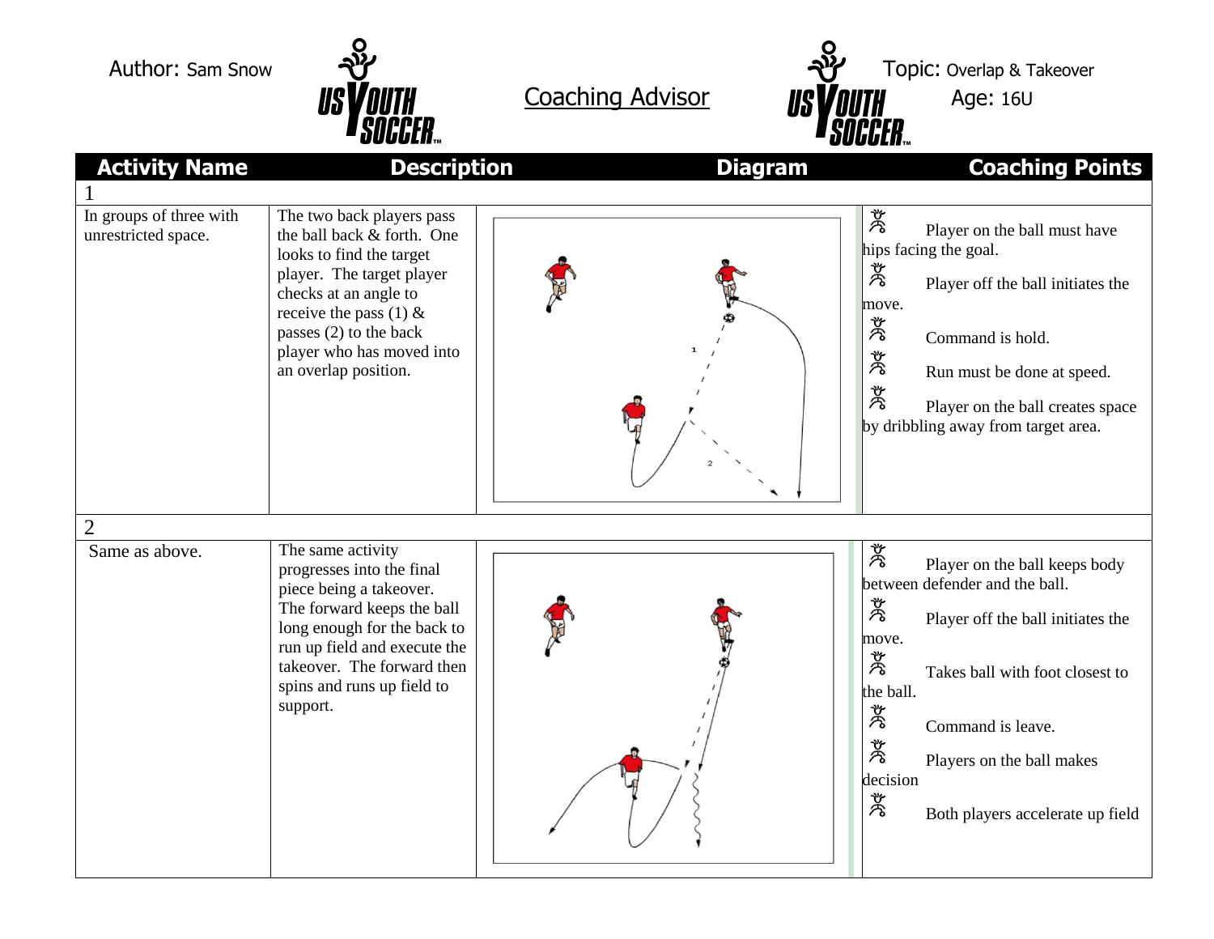Author: Sam Snow

**Coaching Advisor**

Topic: Overlap & Takeover

Age: 16U

| Activity Name | Description | Diagram | Coaching Points |
|---|---|---|---|
| **1** | | | |
| In groups of three with unrestricted space. | The two back players pass the ball back & forth. One looks to find the target player. The target player checks at an angle to receive the pass (1) & passes (2) to the back player who has moved into an overlap position. | | Player on the ball must have hips facing the goal.<br>Player off the ball initiates the move.<br>Command is hold.<br>Run must be done at speed.<br>Player on the ball creates space by dribbling away from target area. |
| **2** | | | |
| Same as above. | The same activity progresses into the final piece being a takeover. The forward keeps the ball long enough for the back to run up field and execute the takeover. The forward then spins and runs up field to support. | | Player on the ball keeps body between defender and the ball.<br>Player off the ball initiates the move.<br>Takes ball with foot closest to the ball.<br>Command is leave.<br>Players on the ball makes decision<br>Both players accelerate up field |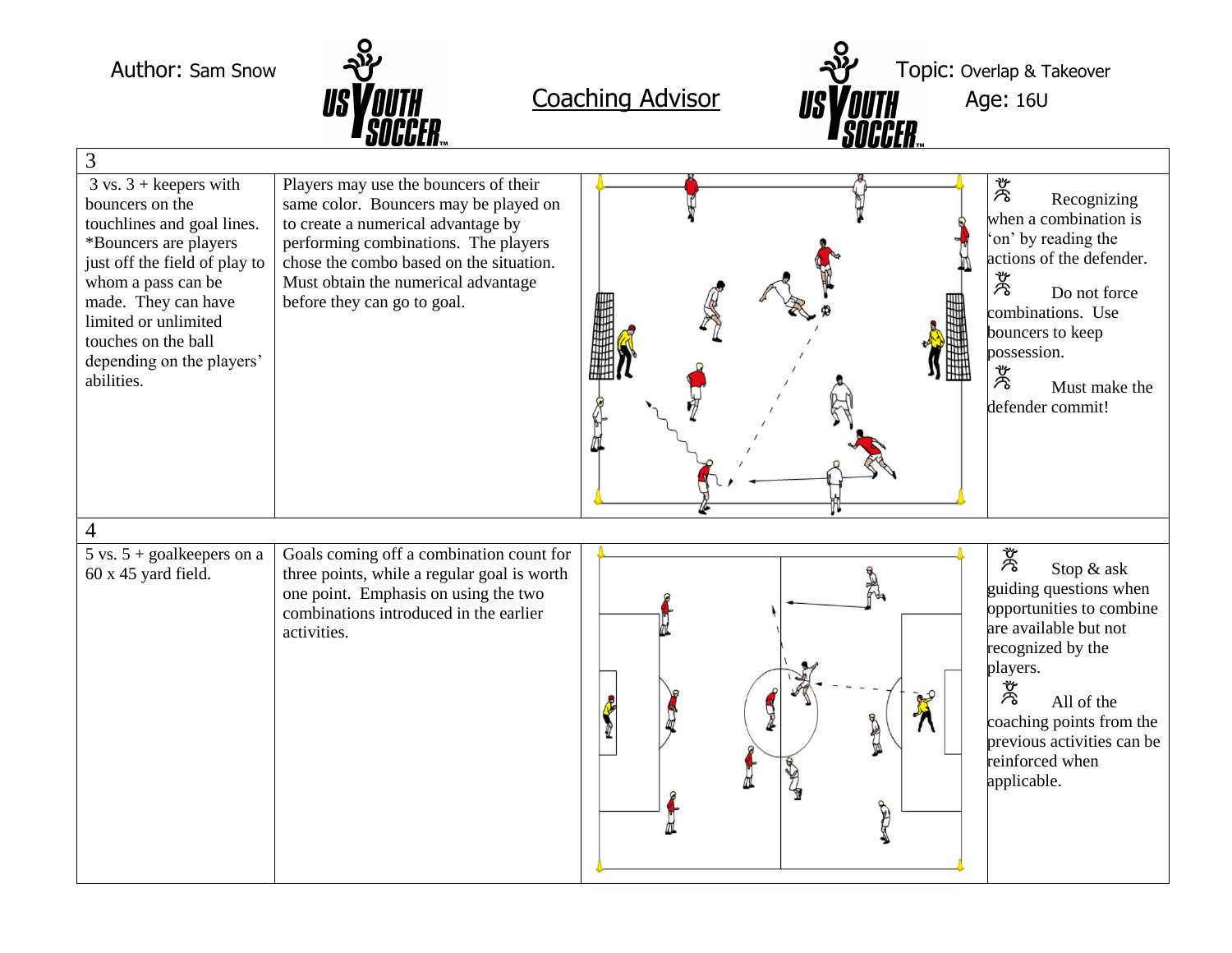Author: Sam Snow

**Coaching Advisor**

Topic: Overlap & Takeover

Age: 16U

| | | | |
|---|---|---|---|
| 3 | | | |
| 3 vs. 3 + keepers with bouncers on the touchlines and goal lines. *Bouncers are players just off the field of play to whom a pass can be made. They can have limited or unlimited touches on the ball depending on the players' abilities. | Players may use the bouncers of their same color. Bouncers may be played on to create a numerical advantage by performing combinations. The players chose the combo based on the situation. Must obtain the numerical advantage before they can go to goal. | | Recognizing when a combination is 'on' by reading the actions of the defender. Do not force combinations. Use bouncers to keep possession. Must make the defender commit! |
| 4 | | | |
| 5 vs. 5 + goalkeepers on a 60 x 45 yard field. | Goals coming off a combination count for three points, while a regular goal is worth one point. Emphasis on using the two combinations introduced in the earlier activities. | | Stop & ask guiding questions when opportunities to combine are available but not recognized by the players. All of the coaching points from the previous activities can be reinforced when applicable. |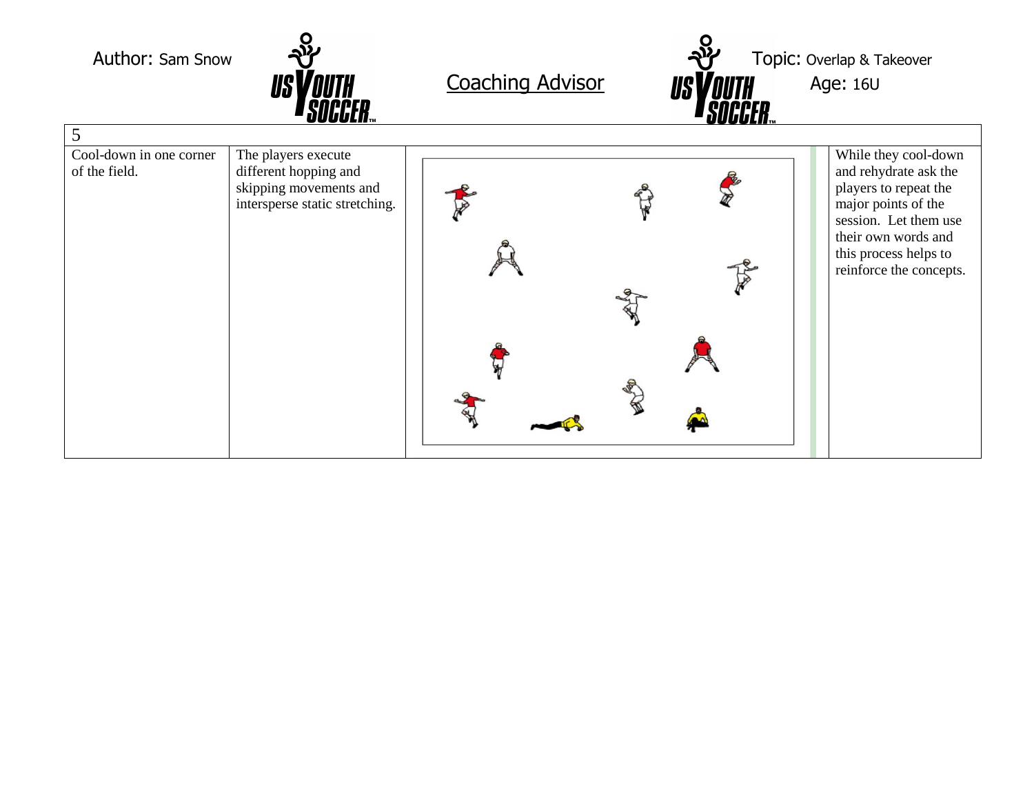| 5 | | | |
|---|---|---|---|
| Cool-down in one corner of the field. | The players execute different hopping and skipping movements and intersperse static stretching. | | While they cool-down and rehydrate ask the players to repeat the major points of the session. Let them use their own words and this process helps to reinforce the concepts. |